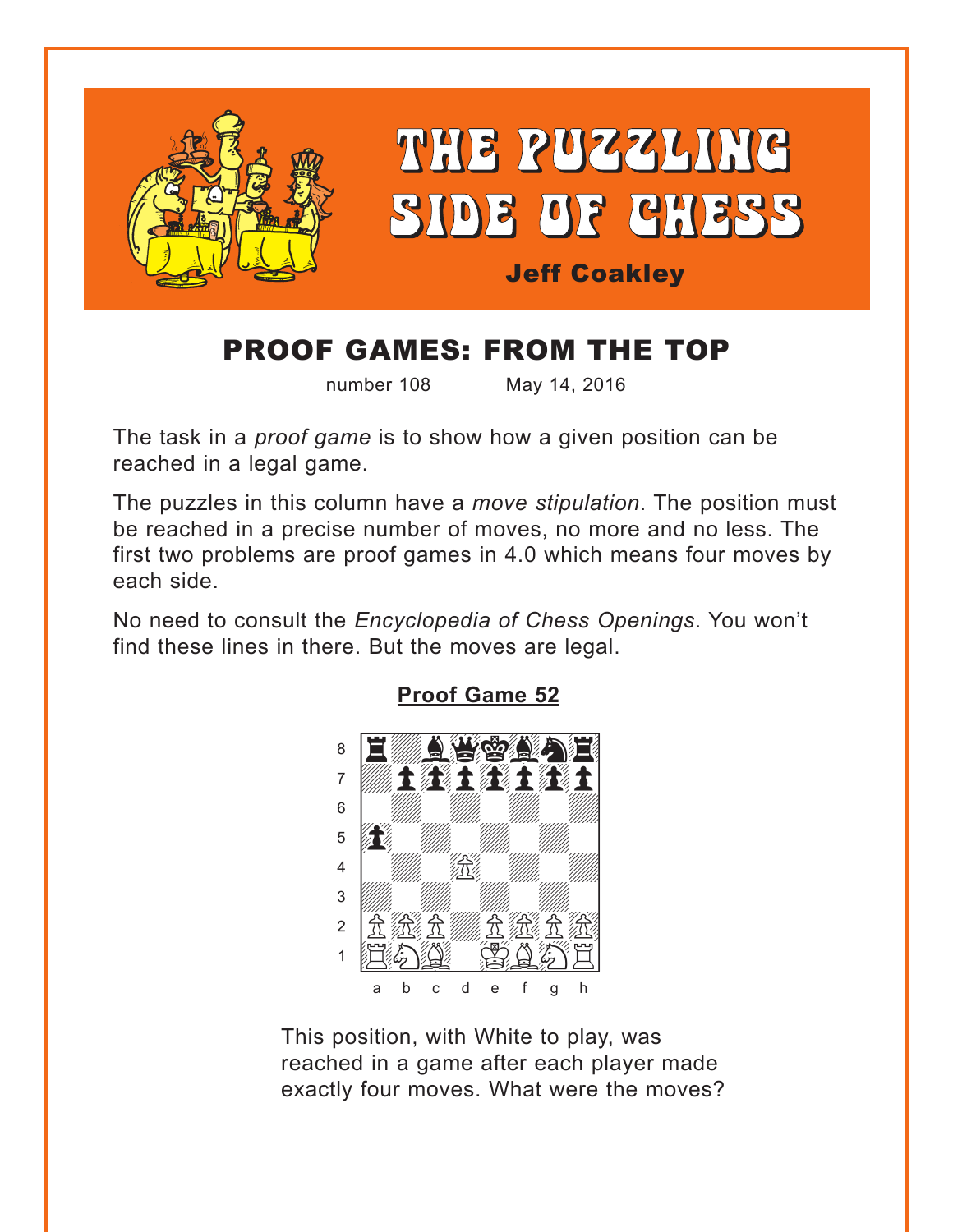# THE PUZZLING SIDE OF CHESS

**Jeff Coakley**

## PROOF GAMES: FROM THE TOP

number 108 May 14, 2016

The task in a *proof game* is to show how a given position can be reached in a legal game.

The puzzles in this column have a *move stipulation*. The position must be reached in a precise number of moves, no more and no less. The first two problems are proof games in 4.0 which means four moves by each side.

No need to consult the *Encyclopedia of Chess Openings*. You won't find these lines in there. But the moves are legal.

### Proof Game 52

This position, with White to play, was reached in a game after each player made exactly four moves. What were the moves?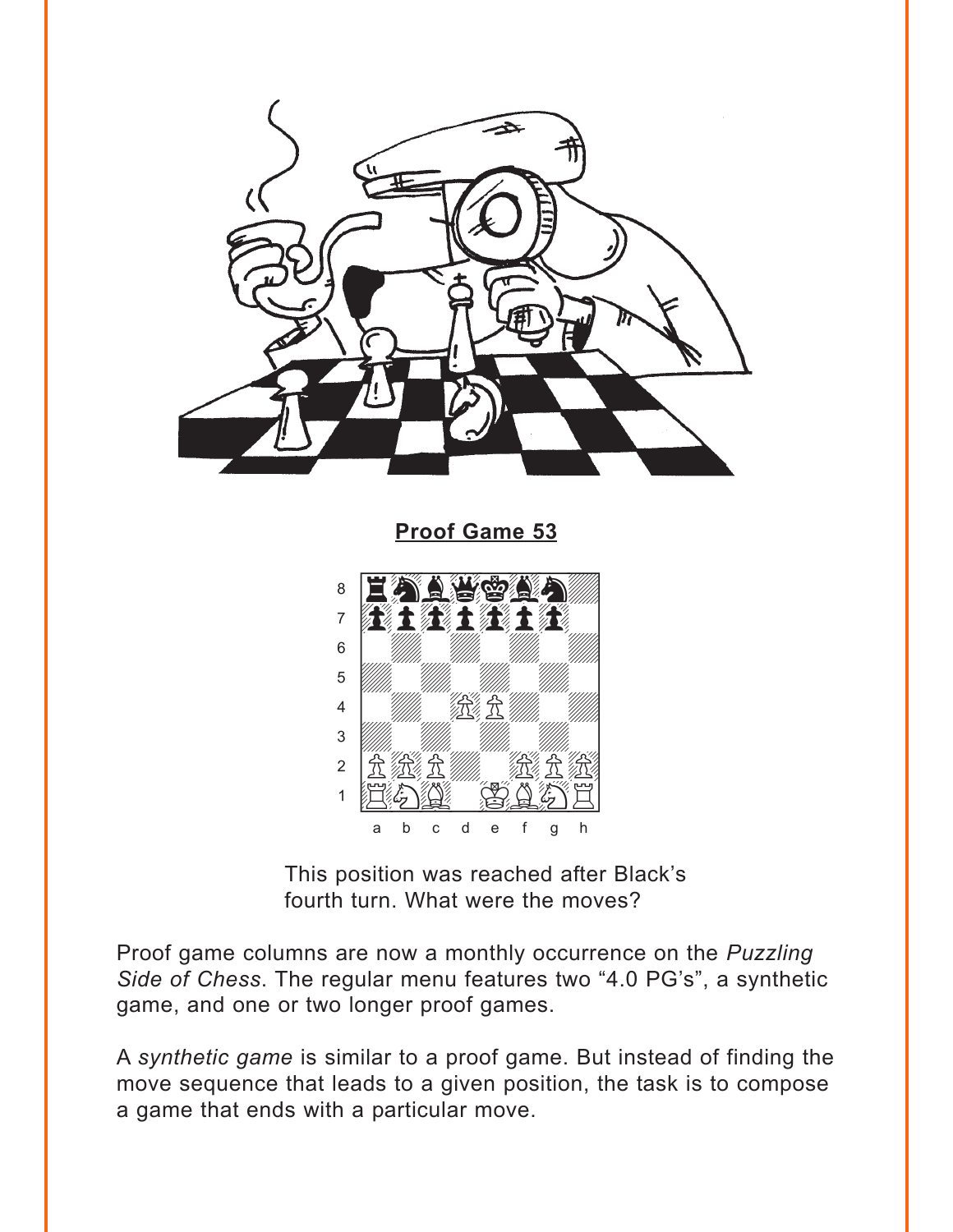**Proof Game 53**

This position was reached after Black's fourth turn. What were the moves?

Proof game columns are now a monthly occurrence on the *Puzzling Side of Chess*. The regular menu features two "4.0 PG's", a synthetic game, and one or two longer proof games.

A *synthetic game* is similar to a proof game. But instead of finding the move sequence that leads to a given position, the task is to compose a game that ends with a particular move.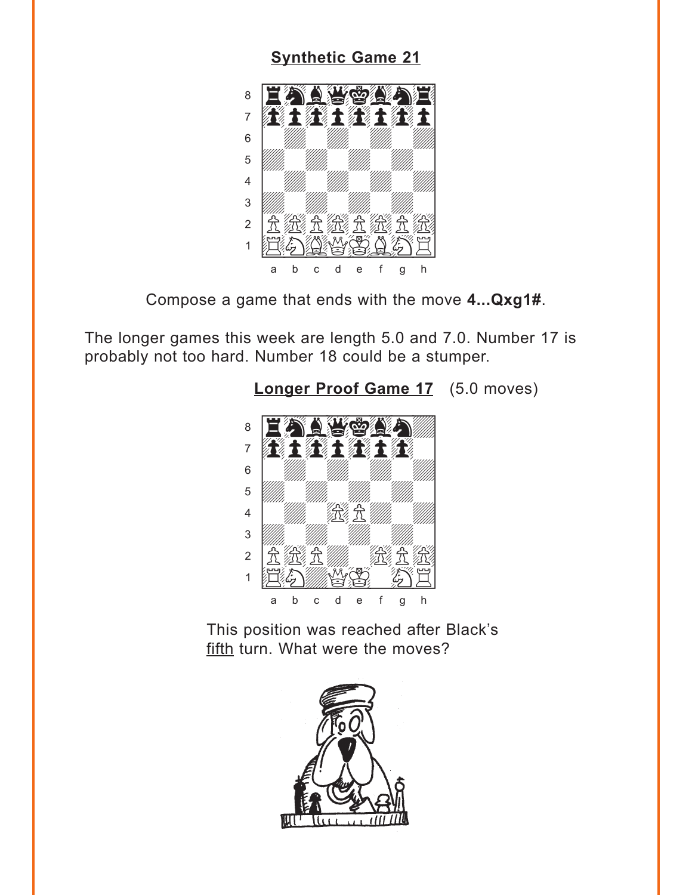## Synthetic Game 21

Compose a game that ends with the move **4...Qxg1#**.

The longer games this week are length 5.0 and 7.0. Number 17 is probably not too hard. Number 18 could be a stumper.

## Longer Proof Game 17 (5.0 moves)

This position was reached after Black's fifth turn. What were the moves?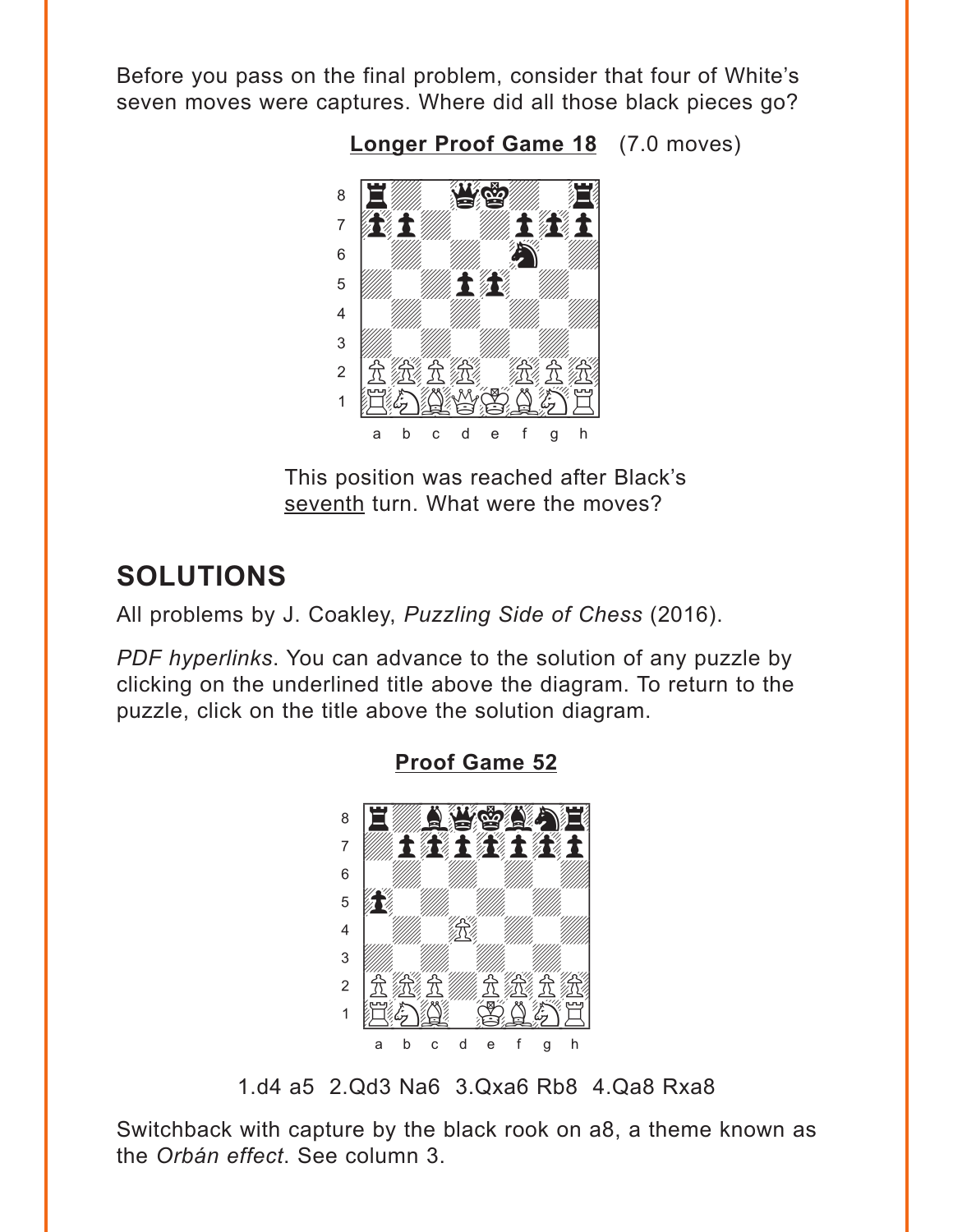Before you pass on the final problem, consider that four of White's seven moves were captures. Where did all those black pieces go?

**Longer Proof Game 18** (7.0 moves)

This position was reached after Black's seventh turn. What were the moves?

## SOLUTIONS

All problems by J. Coakley, *Puzzling Side of Chess* (2016).

*PDF hyperlinks*. You can advance to the solution of any puzzle by clicking on the underlined title above the diagram. To return to the puzzle, click on the title above the solution diagram.

**Proof Game 52**

1.d4 a5 2.Qd3 Na6 3.Qxa6 Rb8 4.Qa8 Rxa8

Switchback with capture by the black rook on a8, a theme known as the *Orbán effect*. See column 3.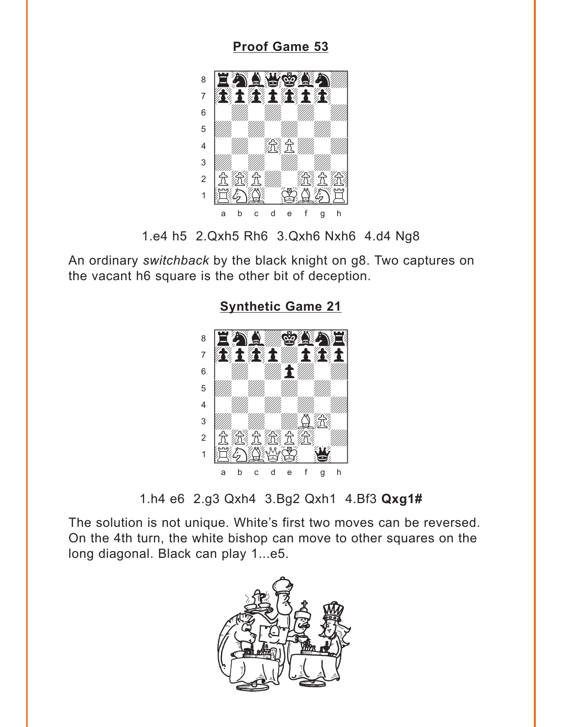## Proof Game 53

1.e4 h5 2.Qxh5 Rh6 3.Qxh6 Nxh6 4.d4 Ng8

An ordinary *switchback* by the black knight on g8. Two captures on the vacant h6 square is the other bit of deception.

## Synthetic Game 21

1.h4 e6 2.g3 Qxh4 3.Bg2 Qxh1 4.Bf3 **Qxg1#**

The solution is not unique. White's first two moves can be reversed. On the 4th turn, the white bishop can move to other squares on the long diagonal. Black can play 1...e5.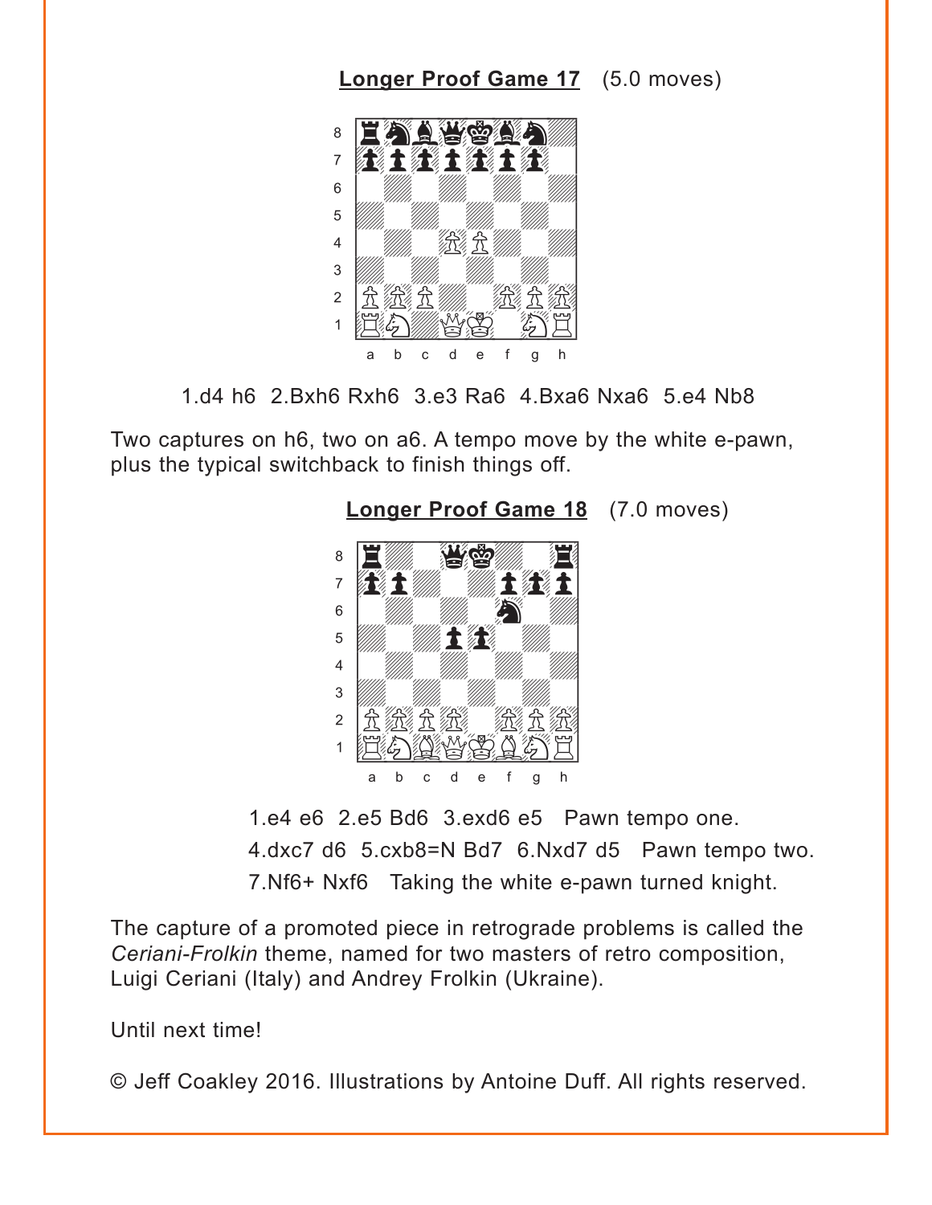**Longer Proof Game 17** (5.0 moves)

1.d4 h6 2.Bxh6 Rxh6 3.e3 Ra6 4.Bxa6 Nxa6 5.e4 Nb8

Two captures on h6, two on a6. A tempo move by the white e-pawn, plus the typical switchback to finish things off.

**Longer Proof Game 18** (7.0 moves)

1.e4 e6 2.e5 Bd6 3.exd6 e5 Pawn tempo one.
4.dxc7 d6 5.cxb8=N Bd7 6.Nxd7 d5 Pawn tempo two.
7.Nf6+ Nxf6 Taking the white e-pawn turned knight.

The capture of a promoted piece in retrograde problems is called the *Ceriani-Frolkin* theme, named for two masters of retro composition, Luigi Ceriani (Italy) and Andrey Frolkin (Ukraine).

Until next time!

© Jeff Coakley 2016. Illustrations by Antoine Duff. All rights reserved.